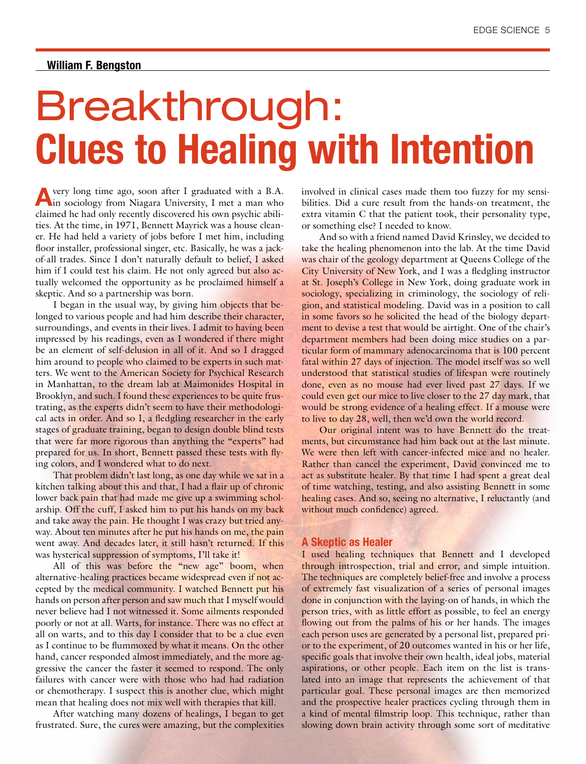**William F. Bengston**

# Breakthrough: **Clues to Healing with Intention**

A very long time ago, soon after I graduated with a B.A. in sociology from Niagara University, I met a man who claimed he had only recently discovered his own psychic abilities. At the time, in 1971, Bennett Mayrick was a house cleaner. He had held a variety of jobs before I met him, including floor installer, professional singer, etc. Basically, he was a jack-of-all trades. Since I don't naturally default to belief, I asked him if I could test his claim. He not only agreed but also actually welcomed the opportunity as he proclaimed himself a skeptic. And so a partnership was born.

I began in the usual way, by giving him objects that belonged to various people and had him describe their character, surroundings, and events in their lives. I admit to having been impressed by his readings, even as I wondered if there might be an element of self-delusion in all of it. And so I dragged him around to people who claimed to be experts in such matters. We went to the American Society for Psychical Research in Manhattan, to the dream lab at Maimonides Hospital in Brooklyn, and such. I found these experiences to be quite frustrating, as the experts didn't seem to have their methodological acts in order. And so I, a fledgling researcher in the early stages of graduate training, began to design double blind tests that were far more rigorous than anything the "experts" had prepared for us. In short, Bennett passed these tests with flying colors, and I wondered what to do next.

That problem didn't last long, as one day while we sat in a kitchen talking about this and that, I had a flair up of chronic lower back pain that had made me give up a swimming scholarship. Off the cuff, I asked him to put his hands on my back and take away the pain. He thought I was crazy but tried anyway. About ten minutes after he put his hands on me, the pain went away. And decades later, it still hasn't returned. If this was hysterical suppression of symptoms, I'll take it!

All of this was before the "new age" boom, when alternative-healing practices became widespread even if not accepted by the medical community. I watched Bennett put his hands on person after person and saw much that I myself would never believe had I not witnessed it. Some ailments responded poorly or not at all. Warts, for instance. There was no effect at all on warts, and to this day I consider that to be a clue even as I continue to be flummoxed by what it means. On the other hand, cancer responded almost immediately, and the more aggressive the cancer the faster it seemed to respond. The only failures with cancer were with those who had had radiation or chemotherapy. I suspect this is another clue, which might mean that healing does not mix well with therapies that kill.

After watching many dozens of healings, I began to get frustrated. Sure, the cures were amazing, but the complexities involved in clinical cases made them too fuzzy for my sensibilities. Did a cure result from the hands-on treatment, the extra vitamin C that the patient took, their personality type, or something else? I needed to know.

And so with a friend named David Krinsley, we decided to take the healing phenomenon into the lab. At the time David was chair of the geology department at Queens College of the City University of New York, and I was a fledgling instructor at St. Joseph's College in New York, doing graduate work in sociology, specializing in criminology, the sociology of religion, and statistical modeling. David was in a position to call in some favors so he solicited the head of the biology department to devise a test that would be airtight. One of the chair's department members had been doing mice studies on a particular form of mammary adenocarcinoma that is 100 percent fatal within 27 days of injection. The model itself was so well understood that statistical studies of lifespan were routinely done, even as no mouse had ever lived past 27 days. If we could even get our mice to live closer to the 27 day mark, that would be strong evidence of a healing effect. If a mouse were to live to day 28, well, then we'd own the world record.

Our original intent was to have Bennett do the treatments, but circumstance had him back out at the last minute. We were then left with cancer-infected mice and no healer. Rather than cancel the experiment, David convinced me to act as substitute healer. By that time I had spent a great deal of time watching, testing, and also assisting Bennett in some healing cases. And so, seeing no alternative, I reluctantly (and without much confidence) agreed.

## A Skeptic as Healer

I used healing techniques that Bennett and I developed through introspection, trial and error, and simple intuition. The techniques are completely belief-free and involve a process of extremely fast visualization of a series of personal images done in conjunction with the laying-on of hands, in which the person tries, with as little effort as possible, to feel an energy flowing out from the palms of his or her hands. The images each person uses are generated by a personal list, prepared prior to the experiment, of 20 outcomes wanted in his or her life, specific goals that involve their own health, ideal jobs, material aspirations, or other people. Each item on the list is translated into an image that represents the achievement of that particular goal. These personal images are then memorized and the prospective healer practices cycling through them in a kind of mental filmstrip loop. This technique, rather than slowing down brain activity through some sort of meditative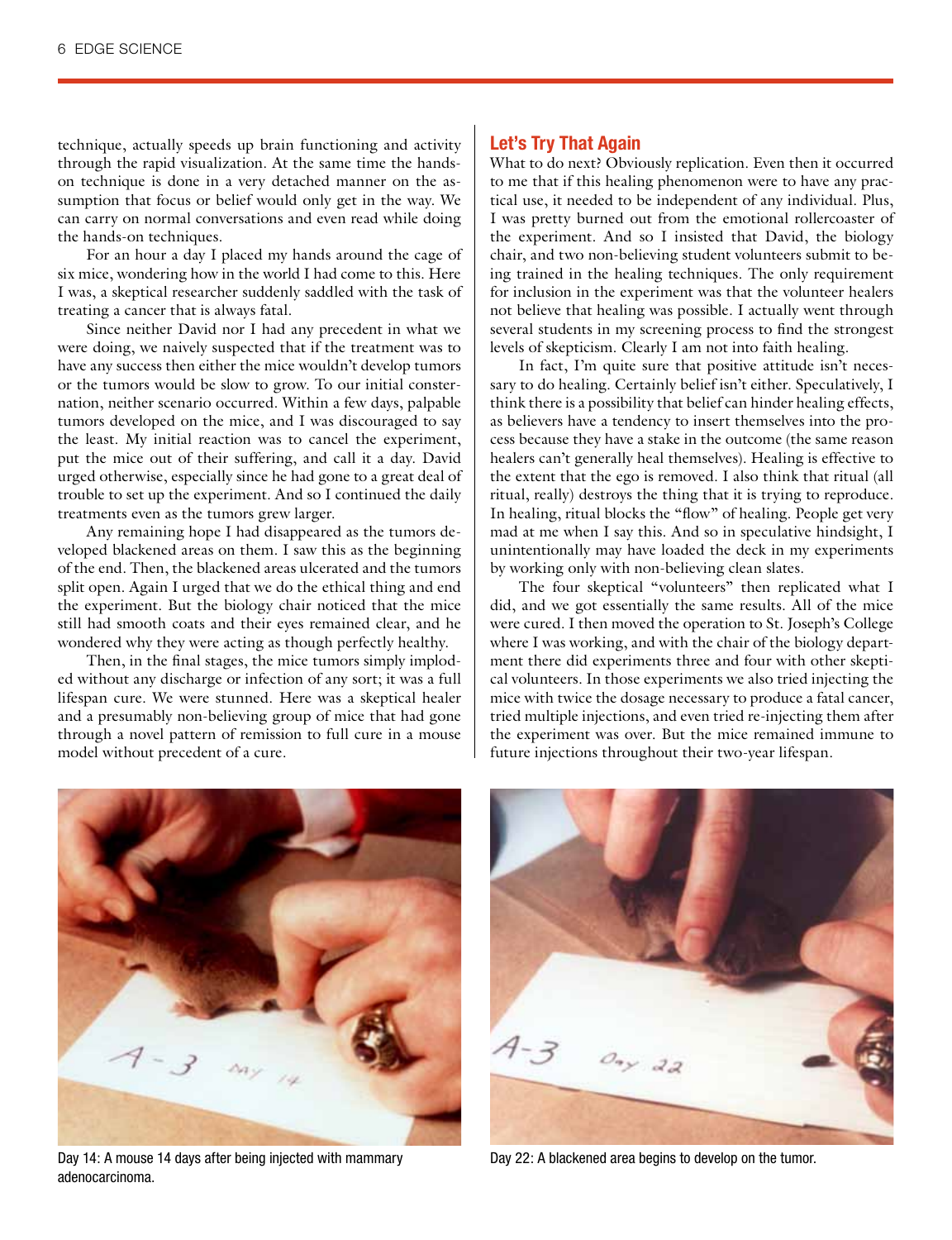technique, actually speeds up brain functioning and activity through the rapid visualization. At the same time the hands-on technique is done in a very detached manner on the assumption that focus or belief would only get in the way. We can carry on normal conversations and even read while doing the hands-on techniques.

For an hour a day I placed my hands around the cage of six mice, wondering how in the world I had come to this. Here I was, a skeptical researcher suddenly saddled with the task of treating a cancer that is always fatal.

Since neither David nor I had any precedent in what we were doing, we naively suspected that if the treatment was to have any success then either the mice wouldn't develop tumors or the tumors would be slow to grow. To our initial consternation, neither scenario occurred. Within a few days, palpable tumors developed on the mice, and I was discouraged to say the least. My initial reaction was to cancel the experiment, put the mice out of their suffering, and call it a day. David urged otherwise, especially since he had gone to a great deal of trouble to set up the experiment. And so I continued the daily treatments even as the tumors grew larger.

Any remaining hope I had disappeared as the tumors developed blackened areas on them. I saw this as the beginning of the end. Then, the blackened areas ulcerated and the tumors split open. Again I urged that we do the ethical thing and end the experiment. But the biology chair noticed that the mice still had smooth coats and their eyes remained clear, and he wondered why they were acting as though perfectly healthy.

Then, in the final stages, the mice tumors simply imploded without any discharge or infection of any sort; it was a full lifespan cure. We were stunned. Here was a skeptical healer and a presumably non-believing group of mice that had gone through a novel pattern of remission to full cure in a mouse model without precedent of a cure.

## Let's Try That Again

What to do next? Obviously replication. Even then it occurred to me that if this healing phenomenon were to have any practical use, it needed to be independent of any individual. Plus, I was pretty burned out from the emotional rollercoaster of the experiment. And so I insisted that David, the biology chair, and two non-believing student volunteers submit to being trained in the healing techniques. The only requirement for inclusion in the experiment was that the volunteer healers not believe that healing was possible. I actually went through several students in my screening process to find the strongest levels of skepticism. Clearly I am not into faith healing.

In fact, I'm quite sure that positive attitude isn't necessary to do healing. Certainly belief isn't either. Speculatively, I think there is a possibility that belief can hinder healing effects, as believers have a tendency to insert themselves into the process because they have a stake in the outcome (the same reason healers can't generally heal themselves). Healing is effective to the extent that the ego is removed. I also think that ritual (all ritual, really) destroys the thing that it is trying to reproduce. In healing, ritual blocks the "flow" of healing. People get very mad at me when I say this. And so in speculative hindsight, I unintentionally may have loaded the deck in my experiments by working only with non-believing clean slates.

The four skeptical "volunteers" then replicated what I did, and we got essentially the same results. All of the mice were cured. I then moved the operation to St. Joseph's College where I was working, and with the chair of the biology department there did experiments three and four with other skeptical volunteers. In those experiments we also tried injecting the mice with twice the dosage necessary to produce a fatal cancer, tried multiple injections, and even tried re-injecting them after the experiment was over. But the mice remained immune to future injections throughout their two-year lifespan.

Day 14: A mouse 14 days after being injected with mammary adenocarcinoma.

Day 22: A blackened area begins to develop on the tumor.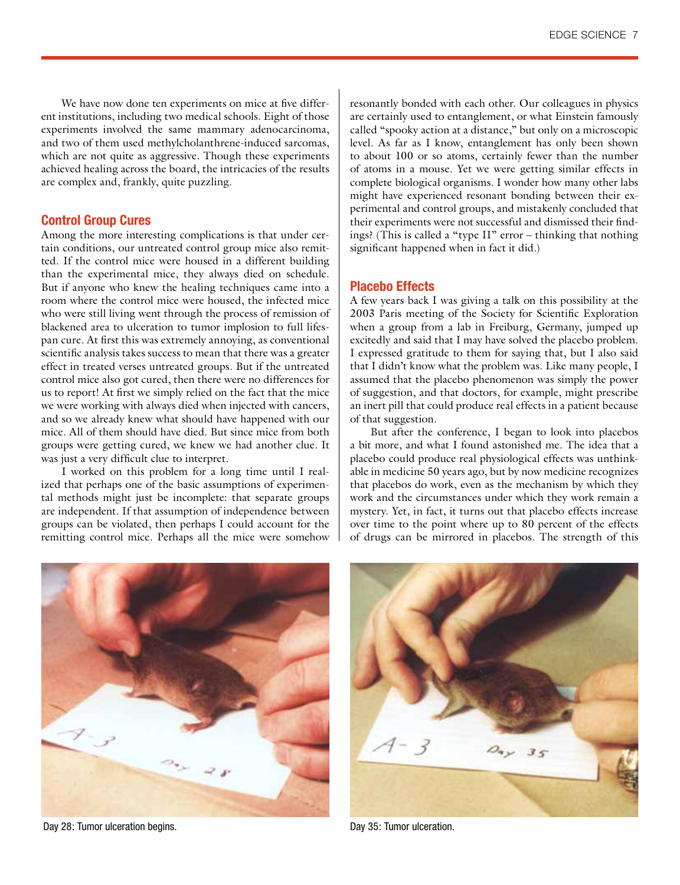We have now done ten experiments on mice at five different institutions, including two medical schools. Eight of those experiments involved the same mammary adenocarcinoma, and two of them used methylcholanthrene-induced sarcomas, which are not quite as aggressive. Though these experiments achieved healing across the board, the intricacies of the results are complex and, frankly, quite puzzling.

## Control Group Cures

Among the more interesting complications is that under certain conditions, our untreated control group mice also remitted. If the control mice were housed in a different building than the experimental mice, they always died on schedule. But if anyone who knew the healing techniques came into a room where the control mice were housed, the infected mice who were still living went through the process of remission of blackened area to ulceration to tumor implosion to full lifespan cure. At first this was extremely annoying, as conventional scientific analysis takes success to mean that there was a greater effect in treated verses untreated groups. But if the untreated control mice also got cured, then there were no differences for us to report! At first we simply relied on the fact that the mice we were working with always died when injected with cancers, and so we already knew what should have happened with our mice. All of them should have died. But since mice from both groups were getting cured, we knew we had another clue. It was just a very difficult clue to interpret.

I worked on this problem for a long time until I realized that perhaps one of the basic assumptions of experimental methods might just be incomplete: that separate groups are independent. If that assumption of independence between groups can be violated, then perhaps I could account for the remitting control mice. Perhaps all the mice were somehow resonantly bonded with each other. Our colleagues in physics are certainly used to entanglement, or what Einstein famously called "spooky action at a distance," but only on a microscopic level. As far as I know, entanglement has only been shown to about 100 or so atoms, certainly fewer than the number of atoms in a mouse. Yet we were getting similar effects in complete biological organisms. I wonder how many other labs might have experienced resonant bonding between their experimental and control groups, and mistakenly concluded that their experiments were not successful and dismissed their findings? (This is called a "type II" error – thinking that nothing significant happened when in fact it did.)

## Placebo Effects

A few years back I was giving a talk on this possibility at the 2003 Paris meeting of the Society for Scientific Exploration when a group from a lab in Freiburg, Germany, jumped up excitedly and said that I may have solved the placebo problem. I expressed gratitude to them for saying that, but I also said that I didn't know what the problem was. Like many people, I assumed that the placebo phenomenon was simply the power of suggestion, and that doctors, for example, might prescribe an inert pill that could produce real effects in a patient because of that suggestion.

But after the conference, I began to look into placebos a bit more, and what I found astonished me. The idea that a placebo could produce real physiological effects was unthinkable in medicine 50 years ago, but by now medicine recognizes that placebos do work, even as the mechanism by which they work and the circumstances under which they work remain a mystery. Yet, in fact, it turns out that placebo effects increase over time to the point where up to 80 percent of the effects of drugs can be mirrored in placebos. The strength of this

Day 28: Tumor ulceration begins.

Day 35: Tumor ulceration.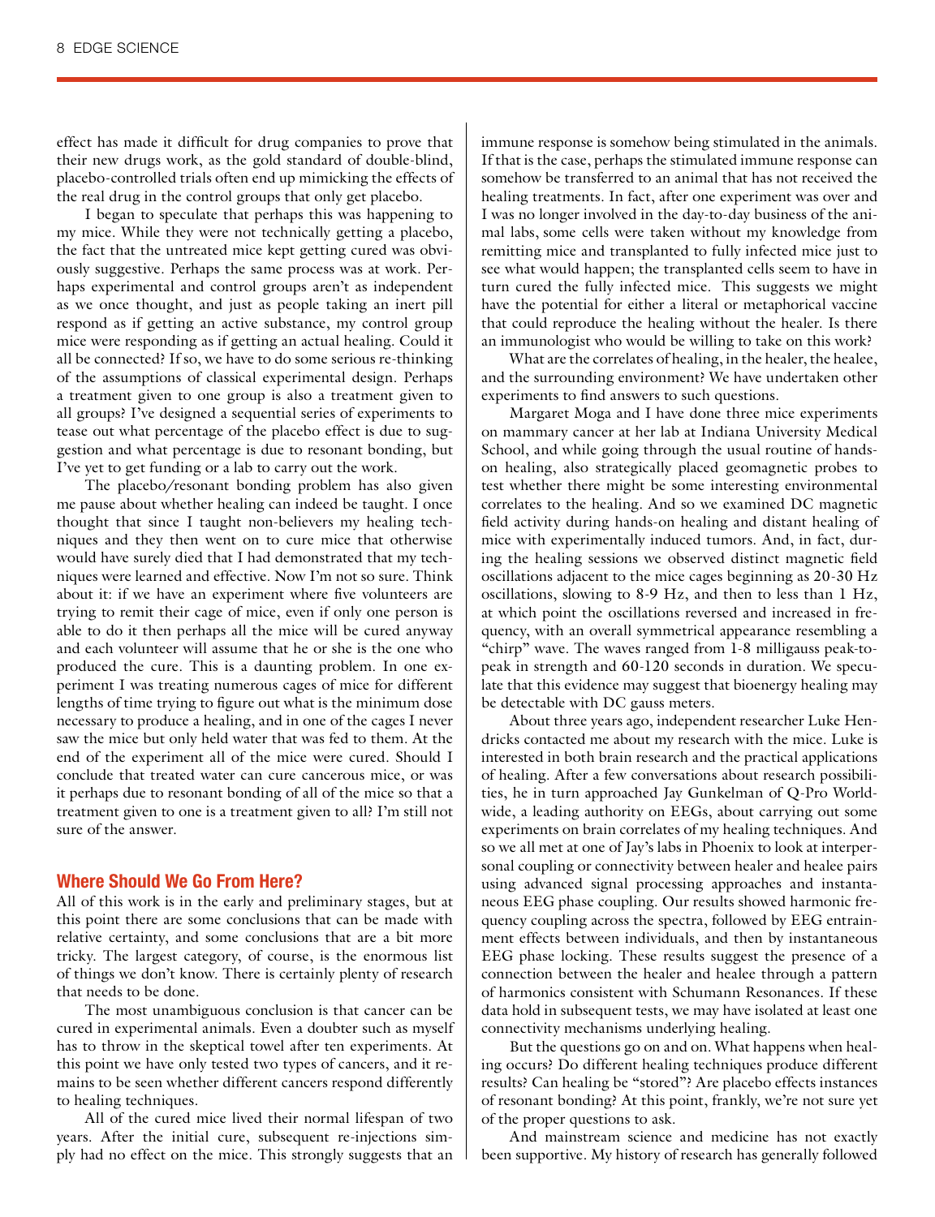effect has made it difficult for drug companies to prove that their new drugs work, as the gold standard of double-blind, placebo-controlled trials often end up mimicking the effects of the real drug in the control groups that only get placebo.

I began to speculate that perhaps this was happening to my mice. While they were not technically getting a placebo, the fact that the untreated mice kept getting cured was obviously suggestive. Perhaps the same process was at work. Perhaps experimental and control groups aren't as independent as we once thought, and just as people taking an inert pill respond as if getting an active substance, my control group mice were responding as if getting an actual healing. Could it all be connected? If so, we have to do some serious re-thinking of the assumptions of classical experimental design. Perhaps a treatment given to one group is also a treatment given to all groups? I've designed a sequential series of experiments to tease out what percentage of the placebo effect is due to suggestion and what percentage is due to resonant bonding, but I've yet to get funding or a lab to carry out the work.

The placebo/resonant bonding problem has also given me pause about whether healing can indeed be taught. I once thought that since I taught non-believers my healing techniques and they then went on to cure mice that otherwise would have surely died that I had demonstrated that my techniques were learned and effective. Now I'm not so sure. Think about it: if we have an experiment where five volunteers are trying to remit their cage of mice, even if only one person is able to do it then perhaps all the mice will be cured anyway and each volunteer will assume that he or she is the one who produced the cure. This is a daunting problem. In one experiment I was treating numerous cages of mice for different lengths of time trying to figure out what is the minimum dose necessary to produce a healing, and in one of the cages I never saw the mice but only held water that was fed to them. At the end of the experiment all of the mice were cured. Should I conclude that treated water can cure cancerous mice, or was it perhaps due to resonant bonding of all of the mice so that a treatment given to one is a treatment given to all? I'm still not sure of the answer.

## Where Should We Go From Here?

All of this work is in the early and preliminary stages, but at this point there are some conclusions that can be made with relative certainty, and some conclusions that are a bit more tricky. The largest category, of course, is the enormous list of things we don't know. There is certainly plenty of research that needs to be done.

The most unambiguous conclusion is that cancer can be cured in experimental animals. Even a doubter such as myself has to throw in the skeptical towel after ten experiments. At this point we have only tested two types of cancers, and it remains to be seen whether different cancers respond differently to healing techniques.

All of the cured mice lived their normal lifespan of two years. After the initial cure, subsequent re-injections simply had no effect on the mice. This strongly suggests that an immune response is somehow being stimulated in the animals. If that is the case, perhaps the stimulated immune response can somehow be transferred to an animal that has not received the healing treatments. In fact, after one experiment was over and I was no longer involved in the day-to-day business of the animal labs, some cells were taken without my knowledge from remitting mice and transplanted to fully infected mice just to see what would happen; the transplanted cells seem to have in turn cured the fully infected mice. This suggests we might have the potential for either a literal or metaphorical vaccine that could reproduce the healing without the healer. Is there an immunologist who would be willing to take on this work?

What are the correlates of healing, in the healer, the healee, and the surrounding environment? We have undertaken other experiments to find answers to such questions.

Margaret Moga and I have done three mice experiments on mammary cancer at her lab at Indiana University Medical School, and while going through the usual routine of hands-on healing, also strategically placed geomagnetic probes to test whether there might be some interesting environmental correlates to the healing. And so we examined DC magnetic field activity during hands-on healing and distant healing of mice with experimentally induced tumors. And, in fact, during the healing sessions we observed distinct magnetic field oscillations adjacent to the mice cages beginning as 20-30 Hz oscillations, slowing to 8-9 Hz, and then to less than 1 Hz, at which point the oscillations reversed and increased in frequency, with an overall symmetrical appearance resembling a "chirp" wave. The waves ranged from 1-8 milligauss peak-to-peak in strength and 60-120 seconds in duration. We speculate that this evidence may suggest that bioenergy healing may be detectable with DC gauss meters.

About three years ago, independent researcher Luke Hendricks contacted me about my research with the mice. Luke is interested in both brain research and the practical applications of healing. After a few conversations about research possibilities, he in turn approached Jay Gunkelman of Q-Pro Worldwide, a leading authority on EEGs, about carrying out some experiments on brain correlates of my healing techniques. And so we all met at one of Jay's labs in Phoenix to look at interpersonal coupling or connectivity between healer and healee pairs using advanced signal processing approaches and instantaneous EEG phase coupling. Our results showed harmonic frequency coupling across the spectra, followed by EEG entrainment effects between individuals, and then by instantaneous EEG phase locking. These results suggest the presence of a connection between the healer and healee through a pattern of harmonics consistent with Schumann Resonances. If these data hold in subsequent tests, we may have isolated at least one connectivity mechanisms underlying healing.

But the questions go on and on. What happens when healing occurs? Do different healing techniques produce different results? Can healing be "stored"? Are placebo effects instances of resonant bonding? At this point, frankly, we're not sure yet of the proper questions to ask.

And mainstream science and medicine has not exactly been supportive. My history of research has generally followed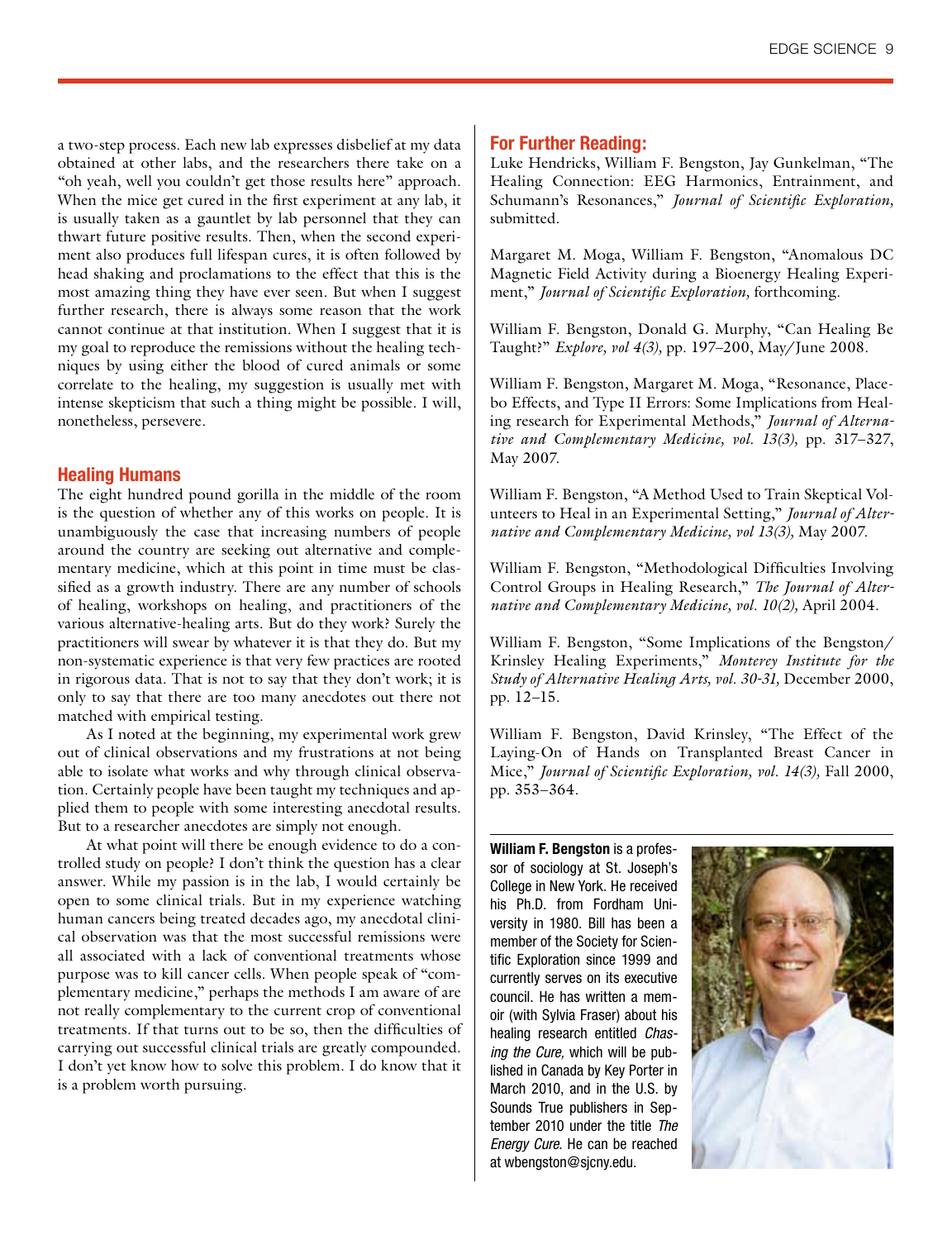a two-step process. Each new lab expresses disbelief at my data obtained at other labs, and the researchers there take on a "oh yeah, well you couldn't get those results here" approach. When the mice get cured in the first experiment at any lab, it is usually taken as a gauntlet by lab personnel that they can thwart future positive results. Then, when the second experiment also produces full lifespan cures, it is often followed by head shaking and proclamations to the effect that this is the most amazing thing they have ever seen. But when I suggest further research, there is always some reason that the work cannot continue at that institution. When I suggest that it is my goal to reproduce the remissions without the healing techniques by using either the blood of cured animals or some correlate to the healing, my suggestion is usually met with intense skepticism that such a thing might be possible. I will, nonetheless, persevere.

## Healing Humans

The eight hundred pound gorilla in the middle of the room is the question of whether any of this works on people. It is unambiguously the case that increasing numbers of people around the country are seeking out alternative and complementary medicine, which at this point in time must be classified as a growth industry. There are any number of schools of healing, workshops on healing, and practitioners of the various alternative-healing arts. But do they work? Surely the practitioners will swear by whatever it is that they do. But my non-systematic experience is that very few practices are rooted in rigorous data. That is not to say that they don't work; it is only to say that there are too many anecdotes out there not matched with empirical testing.

As I noted at the beginning, my experimental work grew out of clinical observations and my frustrations at not being able to isolate what works and why through clinical observation. Certainly people have been taught my techniques and applied them to people with some interesting anecdotal results. But to a researcher anecdotes are simply not enough.

At what point will there be enough evidence to do a controlled study on people? I don't think the question has a clear answer. While my passion is in the lab, I would certainly be open to some clinical trials. But in my experience watching human cancers being treated decades ago, my anecdotal clinical observation was that the most successful remissions were all associated with a lack of conventional treatments whose purpose was to kill cancer cells. When people speak of "complementary medicine," perhaps the methods I am aware of are not really complementary to the current crop of conventional treatments. If that turns out to be so, then the difficulties of carrying out successful clinical trials are greatly compounded. I don't yet know how to solve this problem. I do know that it is a problem worth pursuing.

## For Further Reading:

Luke Hendricks, William F. Bengston, Jay Gunkelman, "The Healing Connection: EEG Harmonics, Entrainment, and Schumann's Resonances," *Journal of Scientific Exploration*, submitted.

Margaret M. Moga, William F. Bengston, "Anomalous DC Magnetic Field Activity during a Bioenergy Healing Experiment," *Journal of Scientific Exploration*, forthcoming.

William F. Bengston, Donald G. Murphy, "Can Healing Be Taught?" *Explore, vol 4(3),* pp. 197–200, May/June 2008.

William F. Bengston, Margaret M. Moga, "Resonance, Placebo Effects, and Type II Errors: Some Implications from Healing research for Experimental Methods," *Journal of Alternative and Complementary Medicine, vol. 13(3),* pp. 317–327, May 2007.

William F. Bengston, "A Method Used to Train Skeptical Volunteers to Heal in an Experimental Setting," *Journal of Alternative and Complementary Medicine, vol 13(3),* May 2007.

William F. Bengston, "Methodological Difficulties Involving Control Groups in Healing Research," *The Journal of Alternative and Complementary Medicine, vol. 10(2),* April 2004.

William F. Bengston, "Some Implications of the Bengston/Krinsley Healing Experiments," *Monterey Institute for the Study of Alternative Healing Arts, vol. 30-31,* December 2000, pp. 12–15.

William F. Bengston, David Krinsley, "The Effect of the Laying-On of Hands on Transplanted Breast Cancer in Mice," *Journal of Scientific Exploration, vol. 14(3),* Fall 2000, pp. 353–364.

**William F. Bengston** is a professor of sociology at St. Joseph's College in New York. He received his Ph.D. from Fordham University in 1980. Bill has been a member of the Society for Scientific Exploration since 1999 and currently serves on its executive council. He has written a memoir (with Sylvia Fraser) about his healing research entitled *Chasing the Cure,* which will be published in Canada by Key Porter in March 2010, and in the U.S. by Sounds True publishers in September 2010 under the title *The Energy Cure.* He can be reached at wbengston@sjcny.edu.